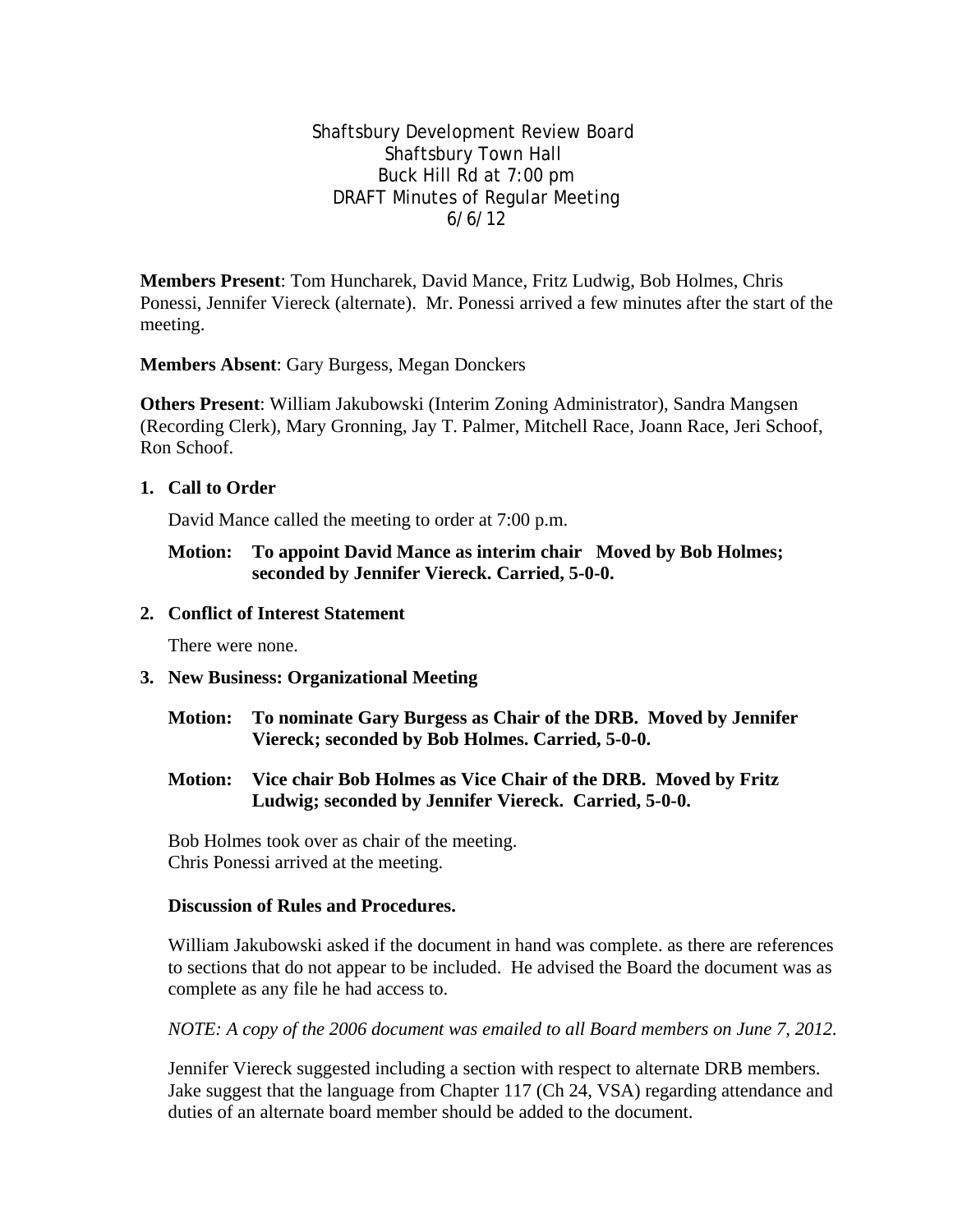# Shaftsbury Development Review Board
Shaftsbury Town Hall
Buck Hill Rd at 7:00 pm
DRAFT Minutes of Regular Meeting
6/6/12

**Members Present**: Tom Huncharek, David Mance, Fritz Ludwig, Bob Holmes, Chris Ponessi, Jennifer Viereck (alternate). Mr. Ponessi arrived a few minutes after the start of the meeting.

**Members Absent**: Gary Burgess, Megan Donckers

**Others Present**: William Jakubowski (Interim Zoning Administrator), Sandra Mangsen (Recording Clerk), Mary Gronning, Jay T. Palmer, Mitchell Race, Joann Race, Jeri Schoof, Ron Schoof.

## 1. Call to Order

David Mance called the meeting to order at 7:00 p.m.

**Motion: To appoint David Mance as interim chair Moved by Bob Holmes; seconded by Jennifer Viereck. Carried, 5-0-0.**

## 2. Conflict of Interest Statement

There were none.

## 3. New Business: Organizational Meeting

**Motion: To nominate Gary Burgess as Chair of the DRB. Moved by Jennifer Viereck; seconded by Bob Holmes. Carried, 5-0-0.**

**Motion: Vice chair Bob Holmes as Vice Chair of the DRB. Moved by Fritz Ludwig; seconded by Jennifer Viereck. Carried, 5-0-0.**

Bob Holmes took over as chair of the meeting.
Chris Ponessi arrived at the meeting.

### Discussion of Rules and Procedures.

William Jakubowski asked if the document in hand was complete. as there are references to sections that do not appear to be included. He advised the Board the document was as complete as any file he had access to.

*NOTE: A copy of the 2006 document was emailed to all Board members on June 7, 2012.*

Jennifer Viereck suggested including a section with respect to alternate DRB members. Jake suggest that the language from Chapter 117 (Ch 24, VSA) regarding attendance and duties of an alternate board member should be added to the document.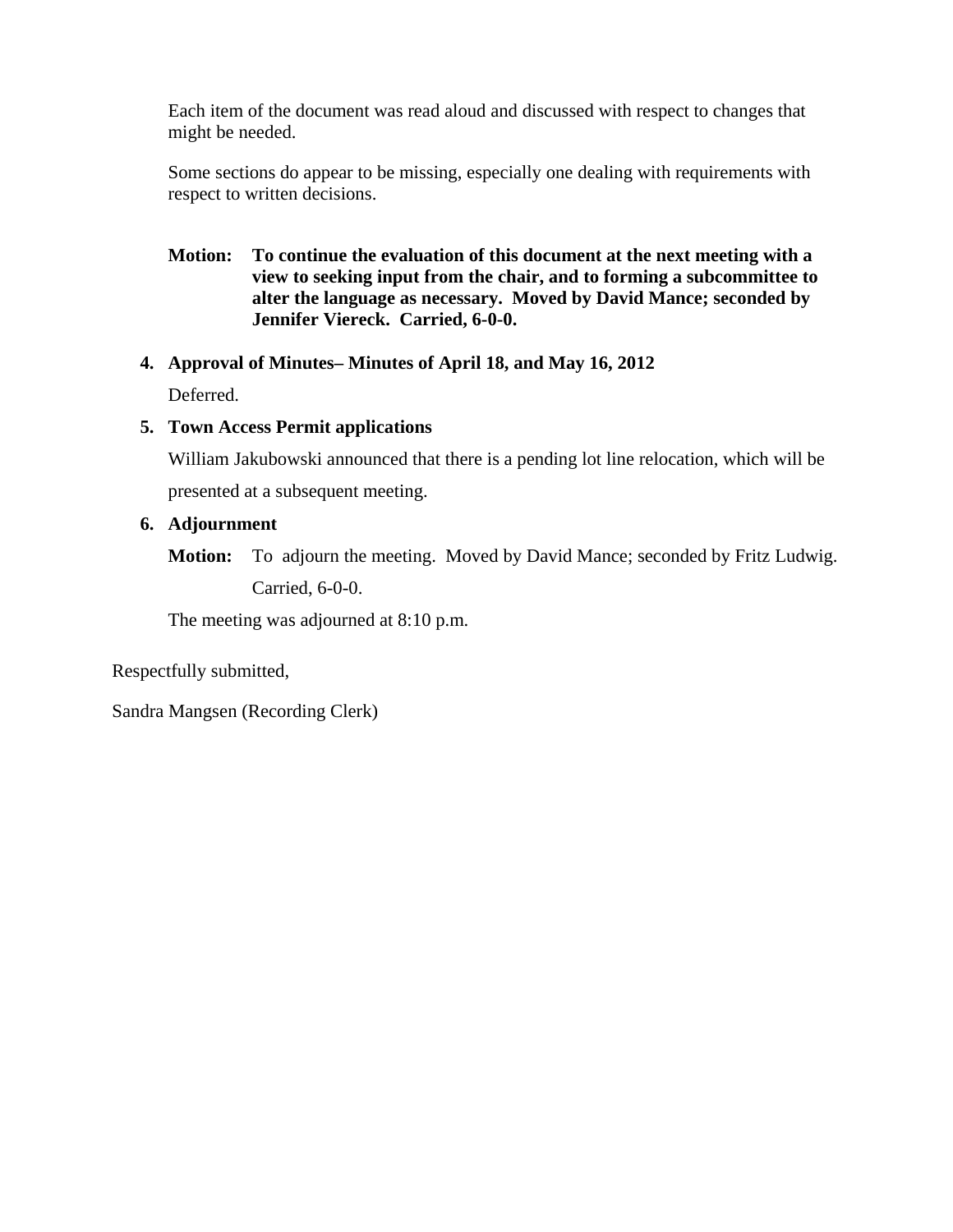Each item of the document was read aloud and discussed with respect to changes that might be needed.

Some sections do appear to be missing, especially one dealing with requirements with respect to written decisions.

**Motion: To continue the evaluation of this document at the next meeting with a view to seeking input from the chair, and to forming a subcommittee to alter the language as necessary. Moved by David Mance; seconded by Jennifer Viereck. Carried, 6-0-0.**

4. **Approval of Minutes– Minutes of April 18, and May 16, 2012**

   Deferred.

5. **Town Access Permit applications**

   William Jakubowski announced that there is a pending lot line relocation, which will be presented at a subsequent meeting.

6. **Adjournment**

   **Motion:** To adjourn the meeting. Moved by David Mance; seconded by Fritz Ludwig. Carried, 6-0-0.

   The meeting was adjourned at 8:10 p.m.

Respectfully submitted,

Sandra Mangsen (Recording Clerk)